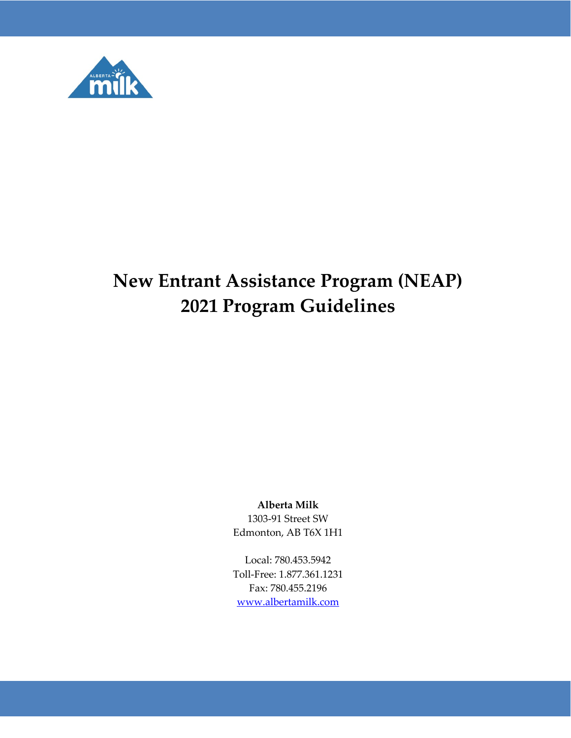# New Entrant Assistance Program (NEAP)
# 2021 Program Guidelines

**Alberta Milk**
1303-91 Street SW
Edmonton, AB T6X 1H1

Local: 780.453.5942
Toll-Free: 1.877.361.1231
Fax: 780.455.2196
www.albertamilk.com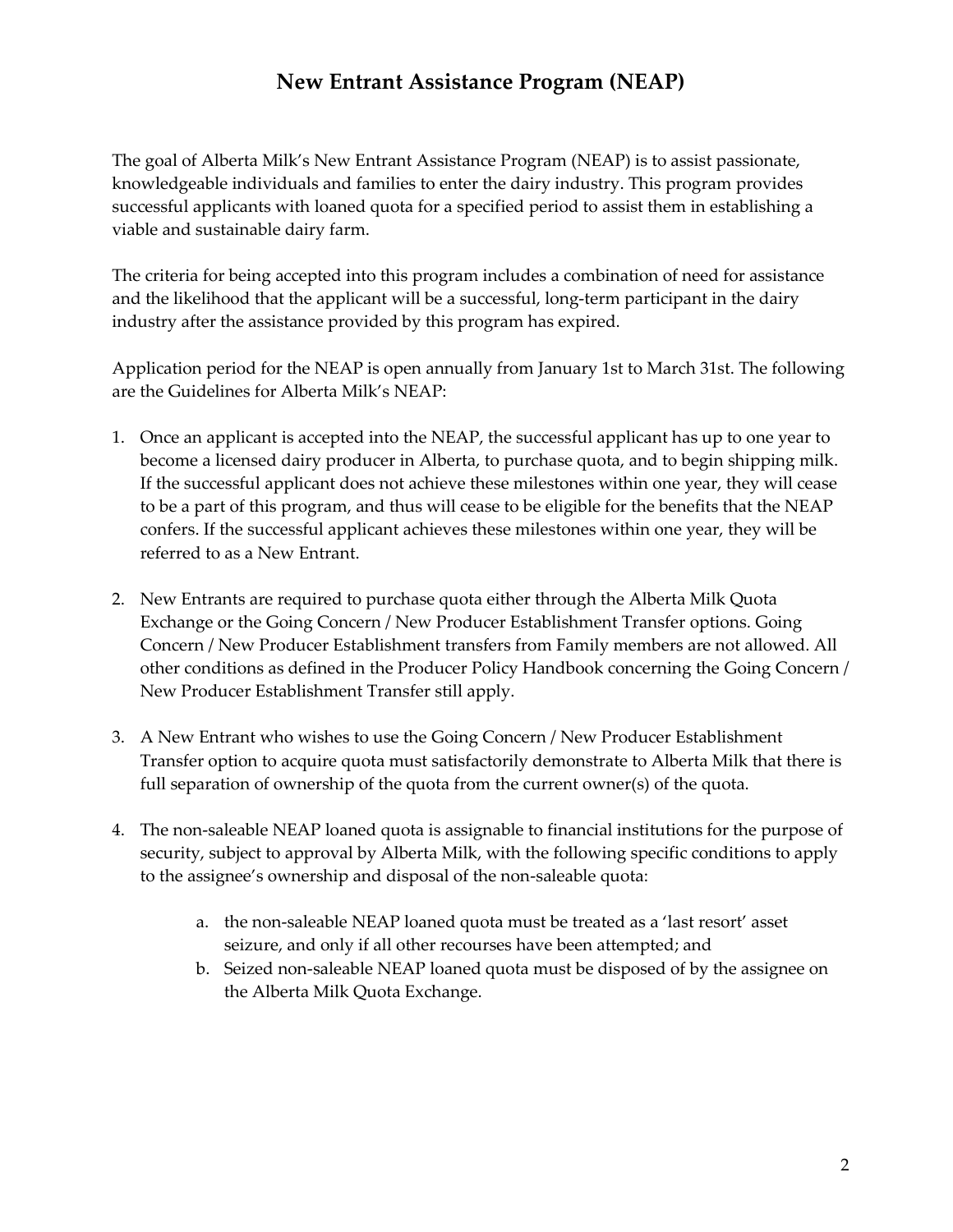# New Entrant Assistance Program (NEAP)

The goal of Alberta Milk's New Entrant Assistance Program (NEAP) is to assist passionate, knowledgeable individuals and families to enter the dairy industry. This program provides successful applicants with loaned quota for a specified period to assist them in establishing a viable and sustainable dairy farm.

The criteria for being accepted into this program includes a combination of need for assistance and the likelihood that the applicant will be a successful, long-term participant in the dairy industry after the assistance provided by this program has expired.

Application period for the NEAP is open annually from January 1st to March 31st. The following are the Guidelines for Alberta Milk's NEAP:

1. Once an applicant is accepted into the NEAP, the successful applicant has up to one year to become a licensed dairy producer in Alberta, to purchase quota, and to begin shipping milk. If the successful applicant does not achieve these milestones within one year, they will cease to be a part of this program, and thus will cease to be eligible for the benefits that the NEAP confers. If the successful applicant achieves these milestones within one year, they will be referred to as a New Entrant.

2. New Entrants are required to purchase quota either through the Alberta Milk Quota Exchange or the Going Concern / New Producer Establishment Transfer options. Going Concern / New Producer Establishment transfers from Family members are not allowed. All other conditions as defined in the Producer Policy Handbook concerning the Going Concern / New Producer Establishment Transfer still apply.

3. A New Entrant who wishes to use the Going Concern / New Producer Establishment Transfer option to acquire quota must satisfactorily demonstrate to Alberta Milk that there is full separation of ownership of the quota from the current owner(s) of the quota.

4. The non-saleable NEAP loaned quota is assignable to financial institutions for the purpose of security, subject to approval by Alberta Milk, with the following specific conditions to apply to the assignee's ownership and disposal of the non-saleable quota:

    a. the non-saleable NEAP loaned quota must be treated as a 'last resort' asset seizure, and only if all other recourses have been attempted; and
    b. Seized non-saleable NEAP loaned quota must be disposed of by the assignee on the Alberta Milk Quota Exchange.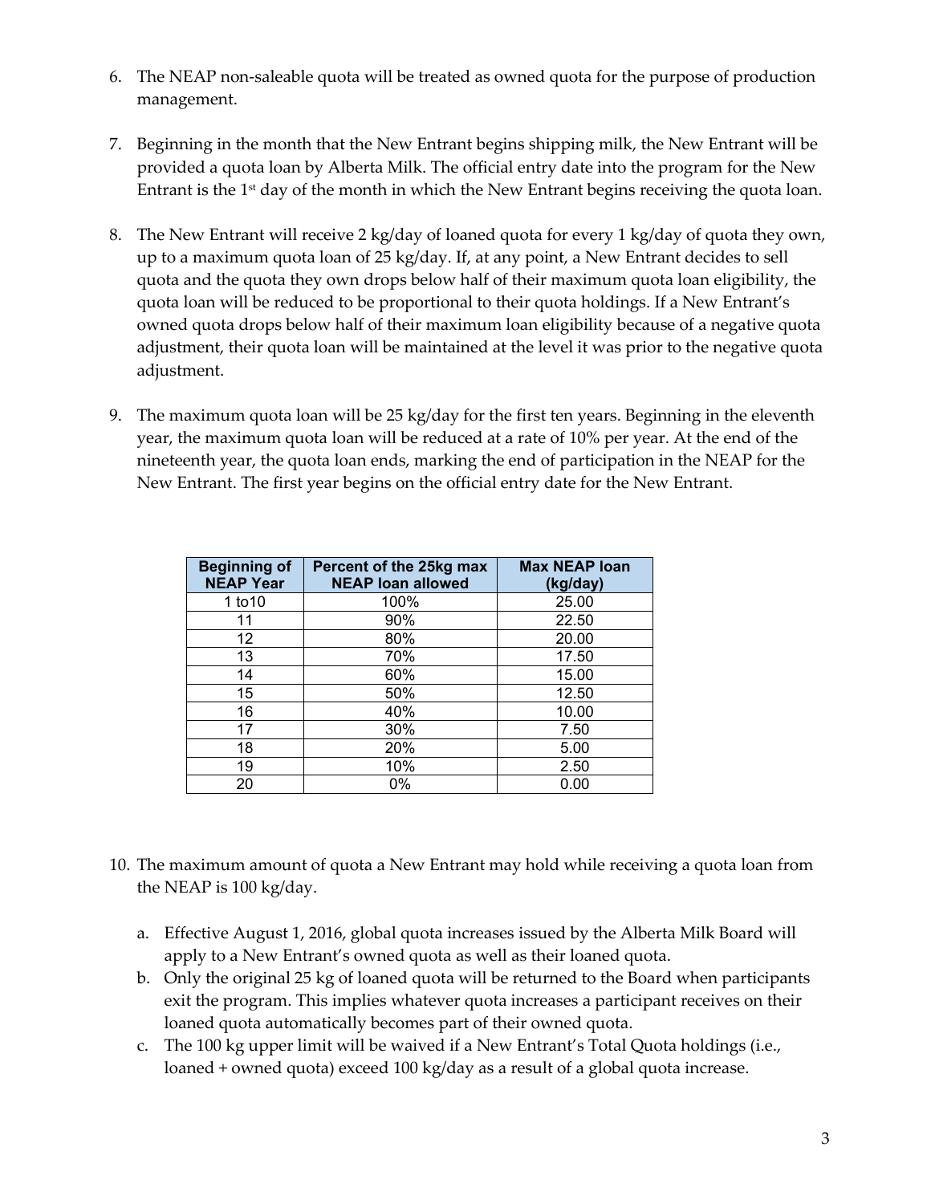6. The NEAP non-saleable quota will be treated as owned quota for the purpose of production management.

7. Beginning in the month that the New Entrant begins shipping milk, the New Entrant will be provided a quota loan by Alberta Milk. The official entry date into the program for the New Entrant is the 1st day of the month in which the New Entrant begins receiving the quota loan.

8. The New Entrant will receive 2 kg/day of loaned quota for every 1 kg/day of quota they own, up to a maximum quota loan of 25 kg/day. If, at any point, a New Entrant decides to sell quota and the quota they own drops below half of their maximum quota loan eligibility, the quota loan will be reduced to be proportional to their quota holdings. If a New Entrant's owned quota drops below half of their maximum loan eligibility because of a negative quota adjustment, their quota loan will be maintained at the level it was prior to the negative quota adjustment.

9. The maximum quota loan will be 25 kg/day for the first ten years. Beginning in the eleventh year, the maximum quota loan will be reduced at a rate of 10% per year. At the end of the nineteenth year, the quota loan ends, marking the end of participation in the NEAP for the New Entrant. The first year begins on the official entry date for the New Entrant.

| Beginning of NEAP Year | Percent of the 25kg max NEAP loan allowed | Max NEAP loan (kg/day) |
|---|---|---|
| 1 to10 | 100% | 25.00 |
| 11 | 90% | 22.50 |
| 12 | 80% | 20.00 |
| 13 | 70% | 17.50 |
| 14 | 60% | 15.00 |
| 15 | 50% | 12.50 |
| 16 | 40% | 10.00 |
| 17 | 30% | 7.50 |
| 18 | 20% | 5.00 |
| 19 | 10% | 2.50 |
| 20 | 0% | 0.00 |

10. The maximum amount of quota a New Entrant may hold while receiving a quota loan from the NEAP is 100 kg/day.

    a. Effective August 1, 2016, global quota increases issued by the Alberta Milk Board will apply to a New Entrant's owned quota as well as their loaned quota.
    b. Only the original 25 kg of loaned quota will be returned to the Board when participants exit the program. This implies whatever quota increases a participant receives on their loaned quota automatically becomes part of their owned quota.
    c. The 100 kg upper limit will be waived if a New Entrant's Total Quota holdings (i.e., loaned + owned quota) exceed 100 kg/day as a result of a global quota increase.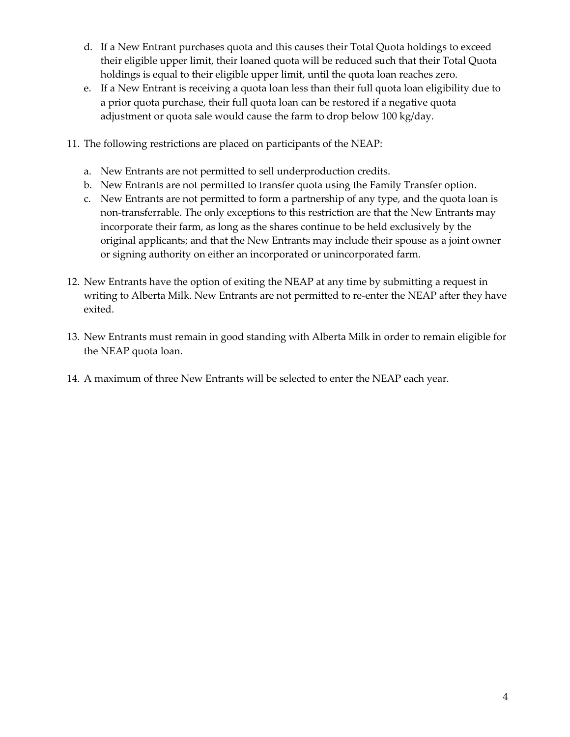d. If a New Entrant purchases quota and this causes their Total Quota holdings to exceed their eligible upper limit, their loaned quota will be reduced such that their Total Quota holdings is equal to their eligible upper limit, until the quota loan reaches zero.
e. If a New Entrant is receiving a quota loan less than their full quota loan eligibility due to a prior quota purchase, their full quota loan can be restored if a negative quota adjustment or quota sale would cause the farm to drop below 100 kg/day.

11. The following restrictions are placed on participants of the NEAP:

    a. New Entrants are not permitted to sell underproduction credits.
    b. New Entrants are not permitted to transfer quota using the Family Transfer option.
    c. New Entrants are not permitted to form a partnership of any type, and the quota loan is non-transferrable. The only exceptions to this restriction are that the New Entrants may incorporate their farm, as long as the shares continue to be held exclusively by the original applicants; and that the New Entrants may include their spouse as a joint owner or signing authority on either an incorporated or unincorporated farm.

12. New Entrants have the option of exiting the NEAP at any time by submitting a request in writing to Alberta Milk. New Entrants are not permitted to re-enter the NEAP after they have exited.

13. New Entrants must remain in good standing with Alberta Milk in order to remain eligible for the NEAP quota loan.

14. A maximum of three New Entrants will be selected to enter the NEAP each year.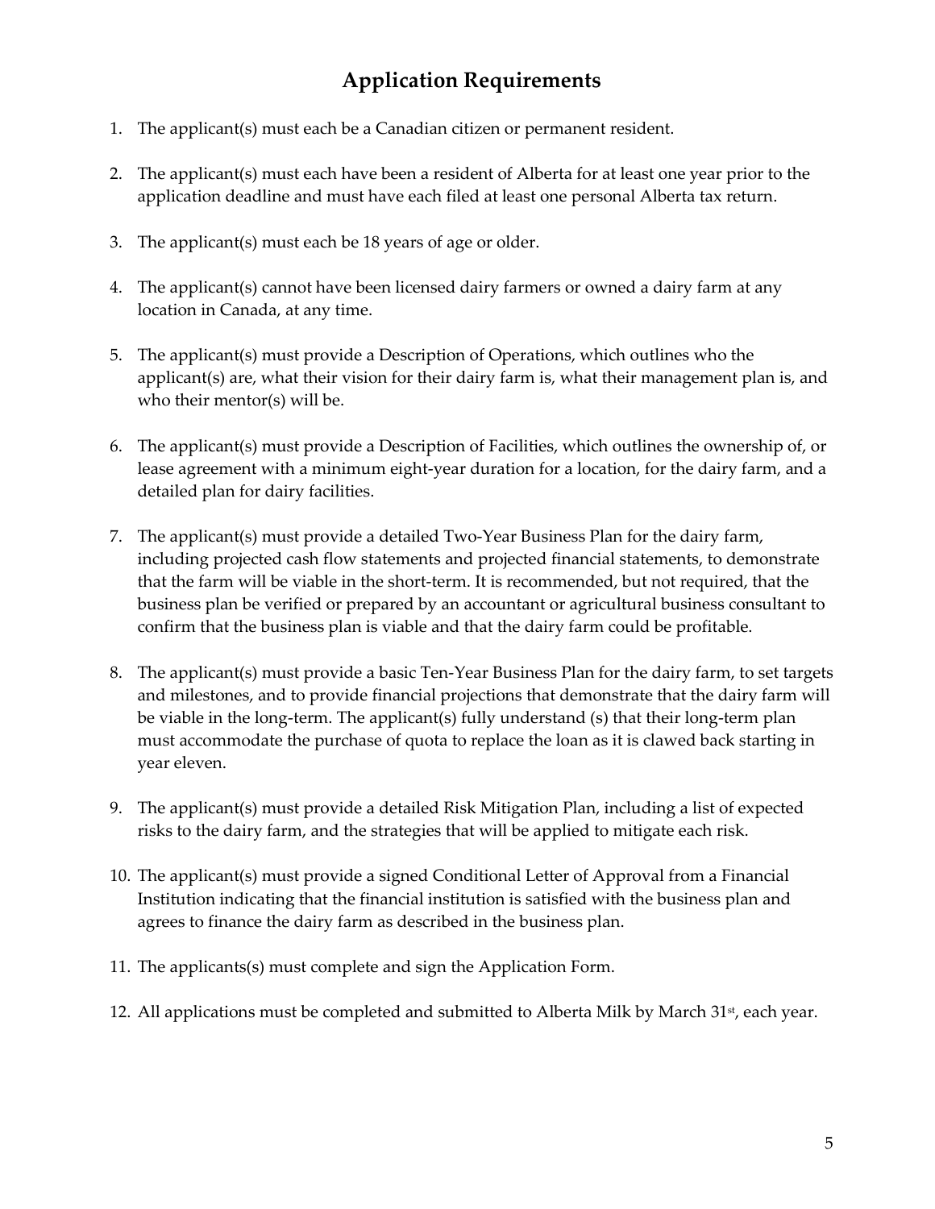## Application Requirements

1. The applicant(s) must each be a Canadian citizen or permanent resident.

2. The applicant(s) must each have been a resident of Alberta for at least one year prior to the application deadline and must have each filed at least one personal Alberta tax return.

3. The applicant(s) must each be 18 years of age or older.

4. The applicant(s) cannot have been licensed dairy farmers or owned a dairy farm at any location in Canada, at any time.

5. The applicant(s) must provide a Description of Operations, which outlines who the applicant(s) are, what their vision for their dairy farm is, what their management plan is, and who their mentor(s) will be.

6. The applicant(s) must provide a Description of Facilities, which outlines the ownership of, or lease agreement with a minimum eight-year duration for a location, for the dairy farm, and a detailed plan for dairy facilities.

7. The applicant(s) must provide a detailed Two-Year Business Plan for the dairy farm, including projected cash flow statements and projected financial statements, to demonstrate that the farm will be viable in the short-term. It is recommended, but not required, that the business plan be verified or prepared by an accountant or agricultural business consultant to confirm that the business plan is viable and that the dairy farm could be profitable.

8. The applicant(s) must provide a basic Ten-Year Business Plan for the dairy farm, to set targets and milestones, and to provide financial projections that demonstrate that the dairy farm will be viable in the long-term. The applicant(s) fully understand (s) that their long-term plan must accommodate the purchase of quota to replace the loan as it is clawed back starting in year eleven.

9. The applicant(s) must provide a detailed Risk Mitigation Plan, including a list of expected risks to the dairy farm, and the strategies that will be applied to mitigate each risk.

10. The applicant(s) must provide a signed Conditional Letter of Approval from a Financial Institution indicating that the financial institution is satisfied with the business plan and agrees to finance the dairy farm as described in the business plan.

11. The applicants(s) must complete and sign the Application Form.

12. All applications must be completed and submitted to Alberta Milk by March 31st, each year.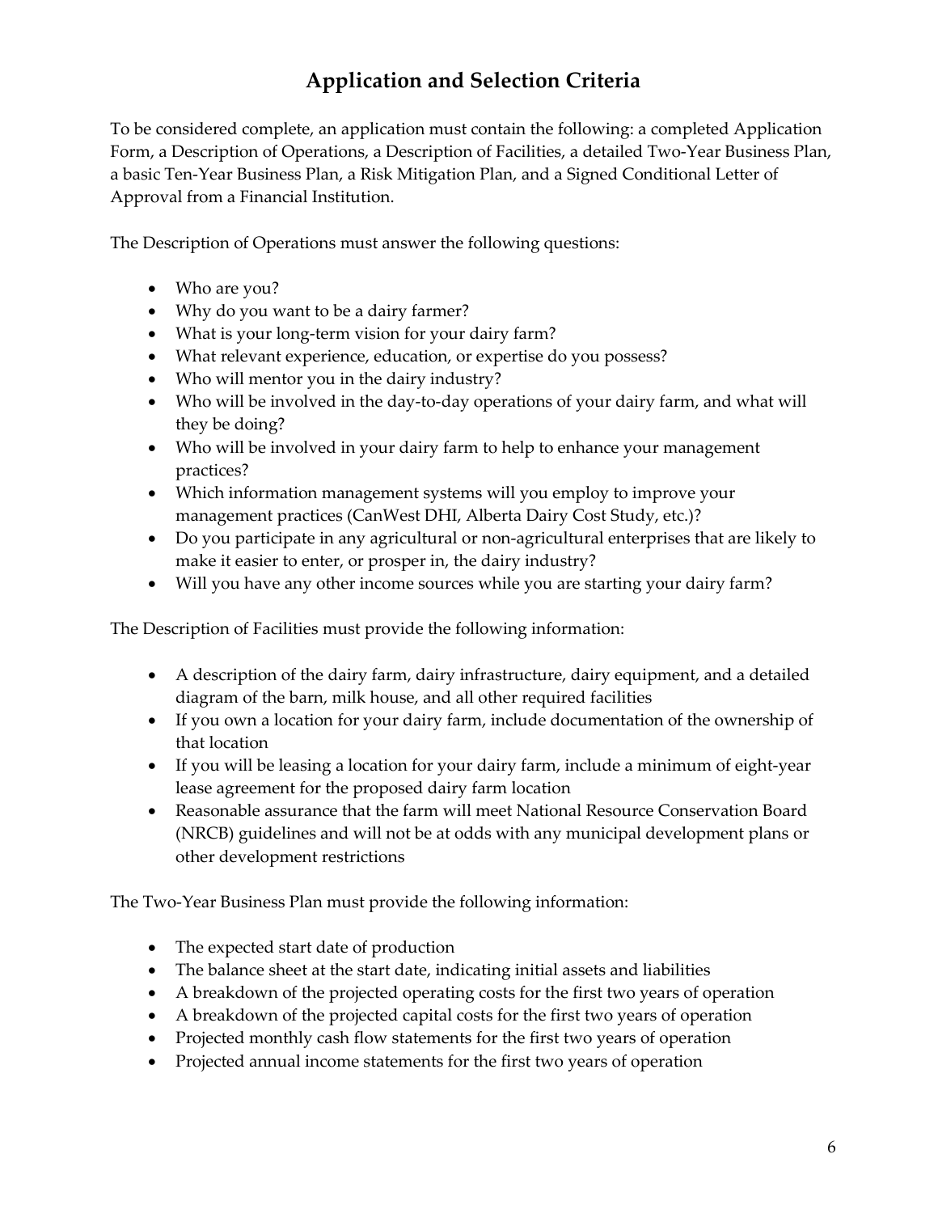# Application and Selection Criteria

To be considered complete, an application must contain the following: a completed Application Form, a Description of Operations, a Description of Facilities, a detailed Two-Year Business Plan, a basic Ten-Year Business Plan, a Risk Mitigation Plan, and a Signed Conditional Letter of Approval from a Financial Institution.

The Description of Operations must answer the following questions:

- Who are you?
- Why do you want to be a dairy farmer?
- What is your long-term vision for your dairy farm?
- What relevant experience, education, or expertise do you possess?
- Who will mentor you in the dairy industry?
- Who will be involved in the day-to-day operations of your dairy farm, and what will they be doing?
- Who will be involved in your dairy farm to help to enhance your management practices?
- Which information management systems will you employ to improve your management practices (CanWest DHI, Alberta Dairy Cost Study, etc.)?
- Do you participate in any agricultural or non-agricultural enterprises that are likely to make it easier to enter, or prosper in, the dairy industry?
- Will you have any other income sources while you are starting your dairy farm?

The Description of Facilities must provide the following information:

- A description of the dairy farm, dairy infrastructure, dairy equipment, and a detailed diagram of the barn, milk house, and all other required facilities
- If you own a location for your dairy farm, include documentation of the ownership of that location
- If you will be leasing a location for your dairy farm, include a minimum of eight-year lease agreement for the proposed dairy farm location
- Reasonable assurance that the farm will meet National Resource Conservation Board (NRCB) guidelines and will not be at odds with any municipal development plans or other development restrictions

The Two-Year Business Plan must provide the following information:

- The expected start date of production
- The balance sheet at the start date, indicating initial assets and liabilities
- A breakdown of the projected operating costs for the first two years of operation
- A breakdown of the projected capital costs for the first two years of operation
- Projected monthly cash flow statements for the first two years of operation
- Projected annual income statements for the first two years of operation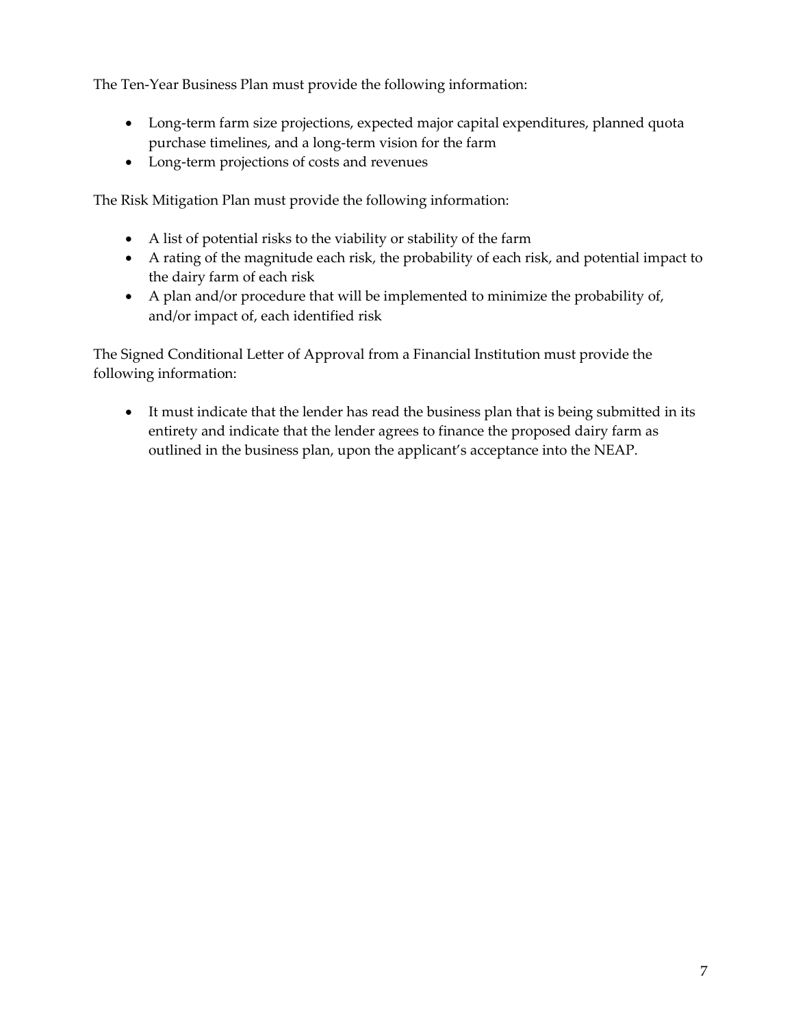The Ten-Year Business Plan must provide the following information:

- Long-term farm size projections, expected major capital expenditures, planned quota purchase timelines, and a long-term vision for the farm
- Long-term projections of costs and revenues

The Risk Mitigation Plan must provide the following information:

- A list of potential risks to the viability or stability of the farm
- A rating of the magnitude each risk, the probability of each risk, and potential impact to the dairy farm of each risk
- A plan and/or procedure that will be implemented to minimize the probability of, and/or impact of, each identified risk

The Signed Conditional Letter of Approval from a Financial Institution must provide the following information:

- It must indicate that the lender has read the business plan that is being submitted in its entirety and indicate that the lender agrees to finance the proposed dairy farm as outlined in the business plan, upon the applicant's acceptance into the NEAP.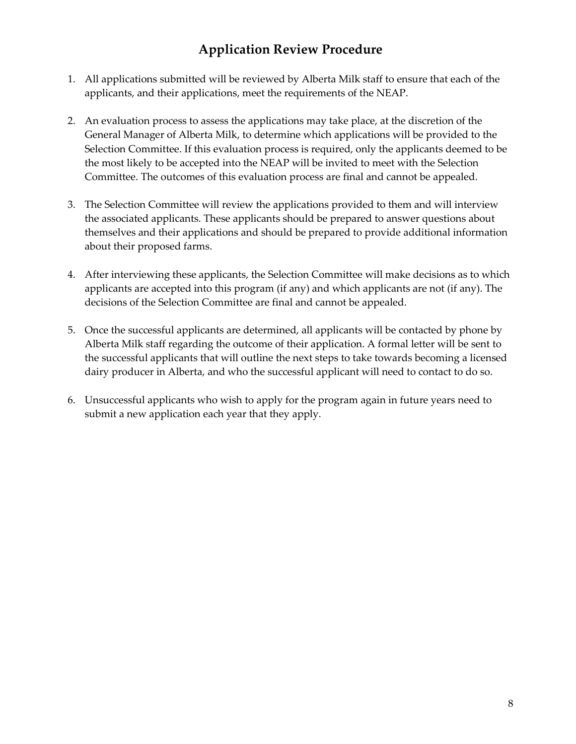## Application Review Procedure

1. All applications submitted will be reviewed by Alberta Milk staff to ensure that each of the applicants, and their applications, meet the requirements of the NEAP.

2. An evaluation process to assess the applications may take place, at the discretion of the General Manager of Alberta Milk, to determine which applications will be provided to the Selection Committee. If this evaluation process is required, only the applicants deemed to be the most likely to be accepted into the NEAP will be invited to meet with the Selection Committee. The outcomes of this evaluation process are final and cannot be appealed.

3. The Selection Committee will review the applications provided to them and will interview the associated applicants. These applicants should be prepared to answer questions about themselves and their applications and should be prepared to provide additional information about their proposed farms.

4. After interviewing these applicants, the Selection Committee will make decisions as to which applicants are accepted into this program (if any) and which applicants are not (if any). The decisions of the Selection Committee are final and cannot be appealed.

5. Once the successful applicants are determined, all applicants will be contacted by phone by Alberta Milk staff regarding the outcome of their application. A formal letter will be sent to the successful applicants that will outline the next steps to take towards becoming a licensed dairy producer in Alberta, and who the successful applicant will need to contact to do so.

6. Unsuccessful applicants who wish to apply for the program again in future years need to submit a new application each year that they apply.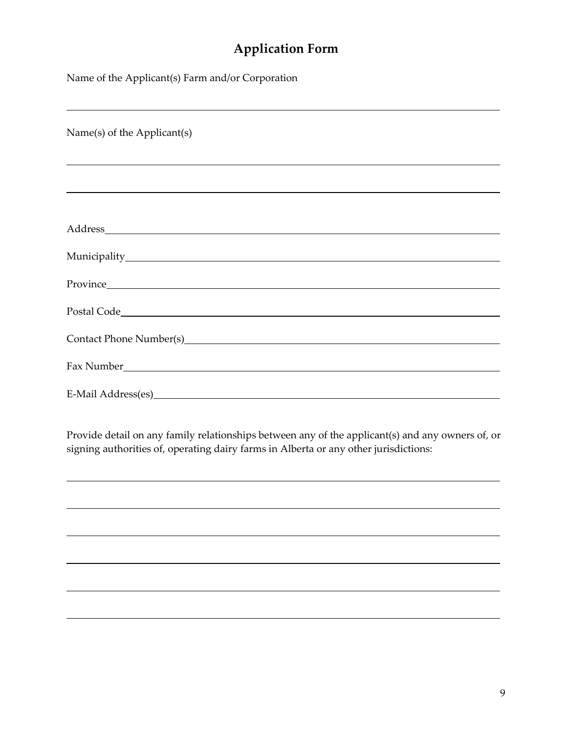# Application Form

Name of the Applicant(s) Farm and/or Corporation

______________________________________________________________________

Name(s) of the Applicant(s)

______________________________________________________________________

______________________________________________________________________

Address______________________________________________________________

Municipality__________________________________________________________

Province_____________________________________________________________

Postal Code___________________________________________________________

Contact Phone Number(s)_______________________________________________

Fax Number___________________________________________________________

E-Mail Address(es)_____________________________________________________

Provide detail on any family relationships between any of the applicant(s) and any owners of, or signing authorities of, operating dairy farms in Alberta or any other jurisdictions:

______________________________________________________________________

______________________________________________________________________

______________________________________________________________________

______________________________________________________________________

______________________________________________________________________

______________________________________________________________________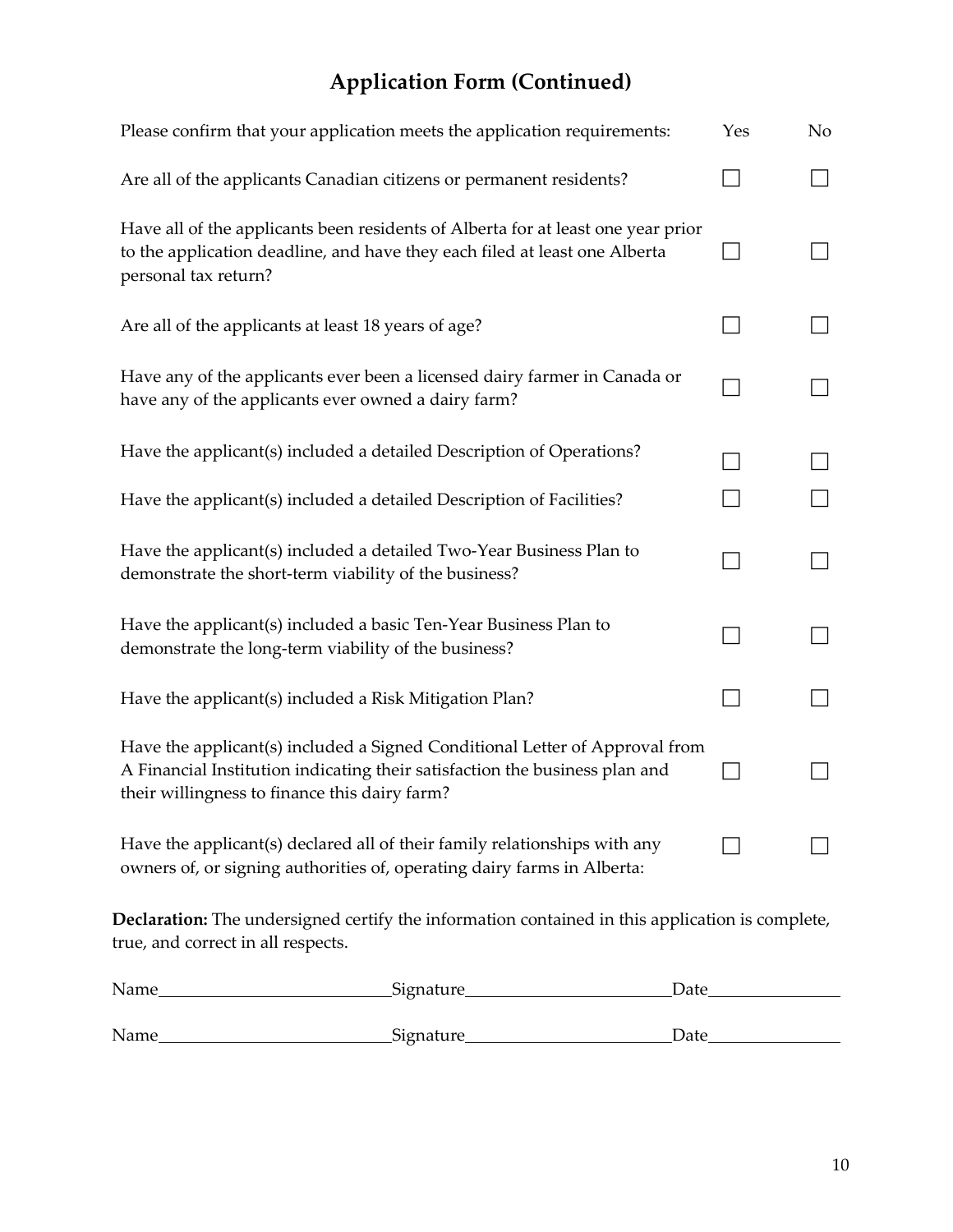## Application Form (Continued)

| Please confirm that your application meets the application requirements: | Yes | No |
| --- | --- | --- |
| Are all of the applicants Canadian citizens or permanent residents? | ☐ | ☐ |
| Have all of the applicants been residents of Alberta for at least one year prior to the application deadline, and have they each filed at least one Alberta personal tax return? | ☐ | ☐ |
| Are all of the applicants at least 18 years of age? | ☐ | ☐ |
| Have any of the applicants ever been a licensed dairy farmer in Canada or have any of the applicants ever owned a dairy farm? | ☐ | ☐ |
| Have the applicant(s) included a detailed Description of Operations? | ☐ | ☐ |
| Have the applicant(s) included a detailed Description of Facilities? | ☐ | ☐ |
| Have the applicant(s) included a detailed Two-Year Business Plan to demonstrate the short-term viability of the business? | ☐ | ☐ |
| Have the applicant(s) included a basic Ten-Year Business Plan to demonstrate the long-term viability of the business? | ☐ | ☐ |
| Have the applicant(s) included a Risk Mitigation Plan? | ☐ | ☐ |
| Have the applicant(s) included a Signed Conditional Letter of Approval from A Financial Institution indicating their satisfaction the business plan and their willingness to finance this dairy farm? | ☐ | ☐ |
| Have the applicant(s) declared all of their family relationships with any owners of, or signing authorities of, operating dairy farms in Alberta: | ☐ | ☐ |

**Declaration:** The undersigned certify the information contained in this application is complete, true, and correct in all respects.

Name\_\_\_\_\_\_\_\_\_\_\_\_\_\_\_\_\_\_\_\_\_\_\_\_ Signature\_\_\_\_\_\_\_\_\_\_\_\_\_\_\_\_\_\_\_\_\_\_\_\_ Date\_\_\_\_\_\_\_\_\_\_\_\_\_\_

Name\_\_\_\_\_\_\_\_\_\_\_\_\_\_\_\_\_\_\_\_\_\_\_\_ Signature\_\_\_\_\_\_\_\_\_\_\_\_\_\_\_\_\_\_\_\_\_\_\_\_ Date\_\_\_\_\_\_\_\_\_\_\_\_\_\_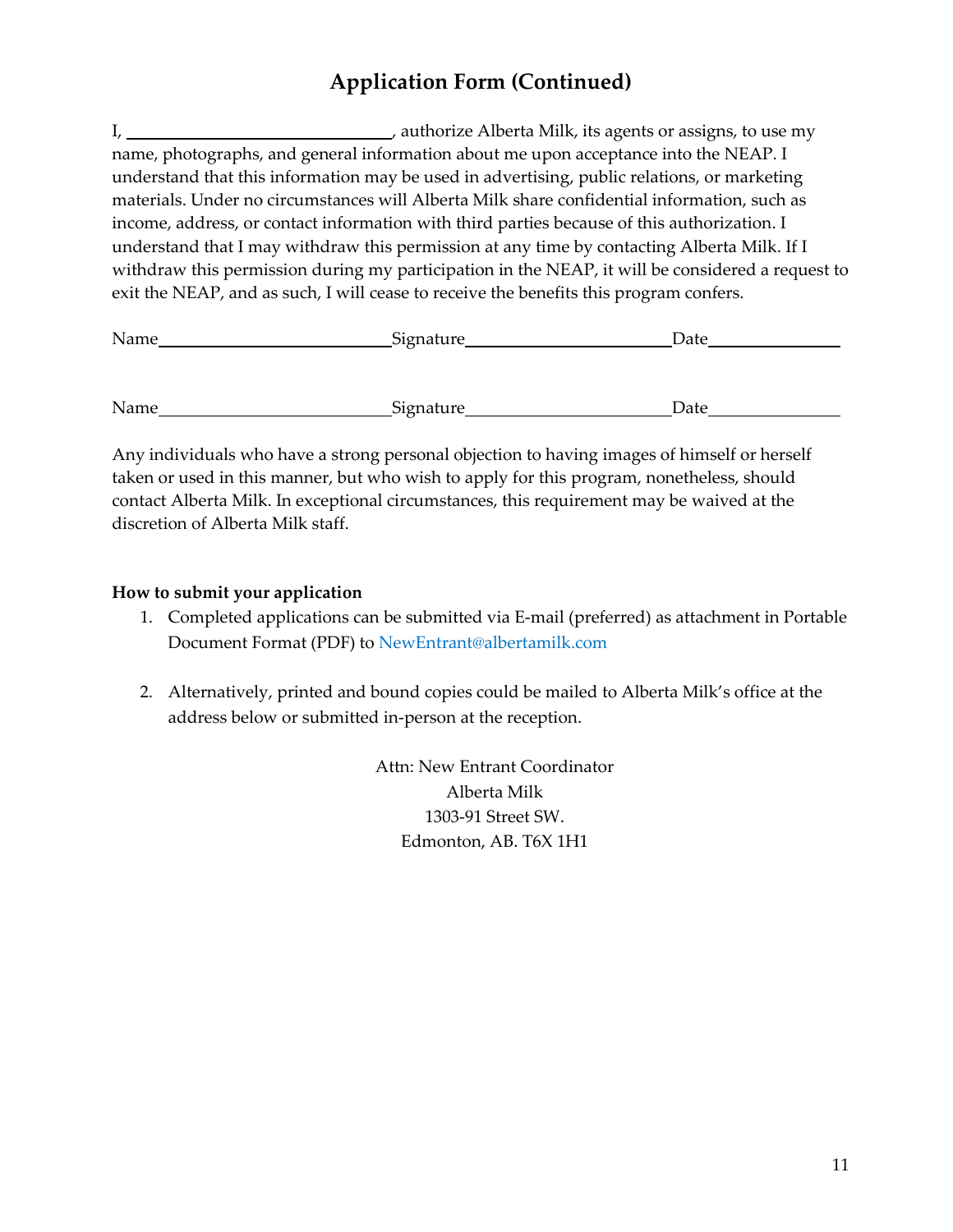# Application Form (Continued)

I, ______________________________, authorize Alberta Milk, its agents or assigns, to use my name, photographs, and general information about me upon acceptance into the NEAP. I understand that this information may be used in advertising, public relations, or marketing materials. Under no circumstances will Alberta Milk share confidential information, such as income, address, or contact information with third parties because of this authorization. I understand that I may withdraw this permission at any time by contacting Alberta Milk. If I withdraw this permission during my participation in the NEAP, it will be considered a request to exit the NEAP, and as such, I will cease to receive the benefits this program confers.

Name__________________________ Signature______________________ Date______________

Name__________________________ Signature______________________ Date______________

Any individuals who have a strong personal objection to having images of himself or herself taken or used in this manner, but who wish to apply for this program, nonetheless, should contact Alberta Milk. In exceptional circumstances, this requirement may be waived at the discretion of Alberta Milk staff.

**How to submit your application**

1. Completed applications can be submitted via E-mail (preferred) as attachment in Portable Document Format (PDF) to NewEntrant@albertamilk.com

2. Alternatively, printed and bound copies could be mailed to Alberta Milk's office at the address below or submitted in-person at the reception.

Attn: New Entrant Coordinator
Alberta Milk
1303-91 Street SW.
Edmonton, AB. T6X 1H1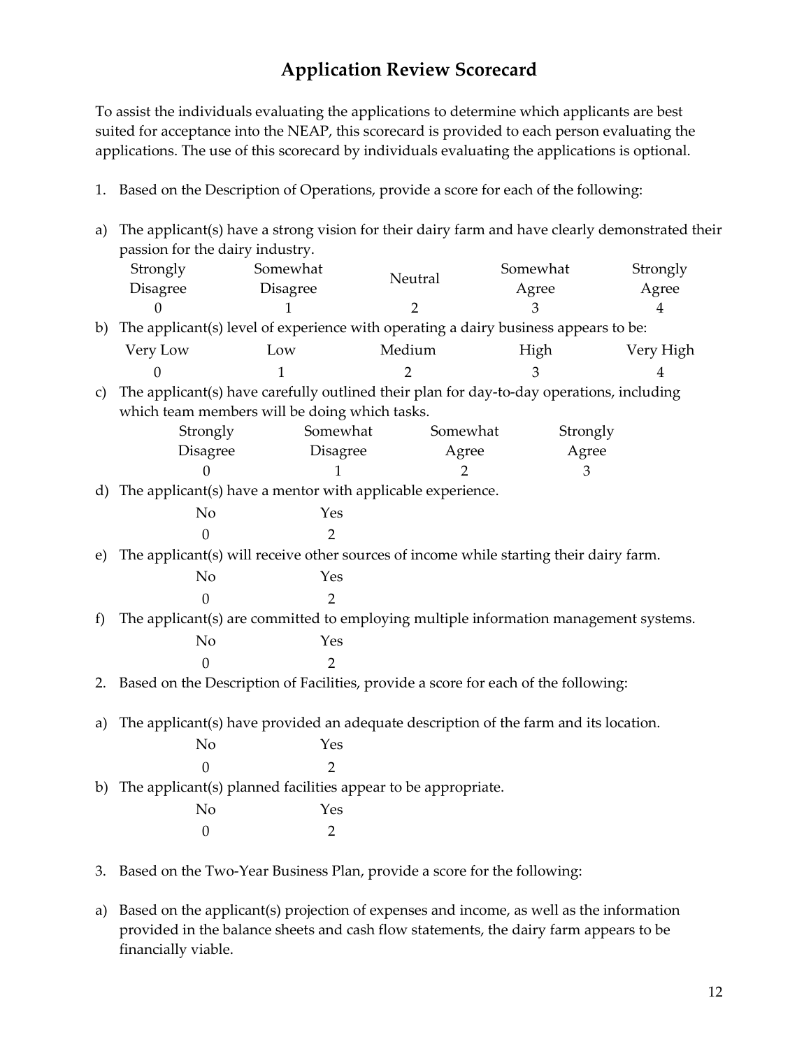# Application Review Scorecard

To assist the individuals evaluating the applications to determine which applicants are best suited for acceptance into the NEAP, this scorecard is provided to each person evaluating the applications. The use of this scorecard by individuals evaluating the applications is optional.

1. Based on the Description of Operations, provide a score for each of the following:

a) The applicant(s) have a strong vision for their dairy farm and have clearly demonstrated their passion for the dairy industry.

| Strongly Disagree | Somewhat Disagree | Neutral | Somewhat Agree | Strongly Agree |
|---|---|---|---|---|
| 0 | 1 | 2 | 3 | 4 |

b) The applicant(s) level of experience with operating a dairy business appears to be:

| Very Low | Low | Medium | High | Very High |
|---|---|---|---|---|
| 0 | 1 | 2 | 3 | 4 |

c) The applicant(s) have carefully outlined their plan for day-to-day operations, including which team members will be doing which tasks.

| Strongly Disagree | Somewhat Disagree | Somewhat Agree | Strongly Agree |
|---|---|---|---|
| 0 | 1 | 2 | 3 |

d) The applicant(s) have a mentor with applicable experience.

| No | Yes |
|---|---|
| 0 | 2 |

e) The applicant(s) will receive other sources of income while starting their dairy farm.

| No | Yes |
|---|---|
| 0 | 2 |

f) The applicant(s) are committed to employing multiple information management systems.

| No | Yes |
|---|---|
| 0 | 2 |

2. Based on the Description of Facilities, provide a score for each of the following:

a) The applicant(s) have provided an adequate description of the farm and its location.

| No | Yes |
|---|---|
| 0 | 2 |

b) The applicant(s) planned facilities appear to be appropriate.

| No | Yes |
|---|---|
| 0 | 2 |

3. Based on the Two-Year Business Plan, provide a score for the following:

a) Based on the applicant(s) projection of expenses and income, as well as the information provided in the balance sheets and cash flow statements, the dairy farm appears to be financially viable.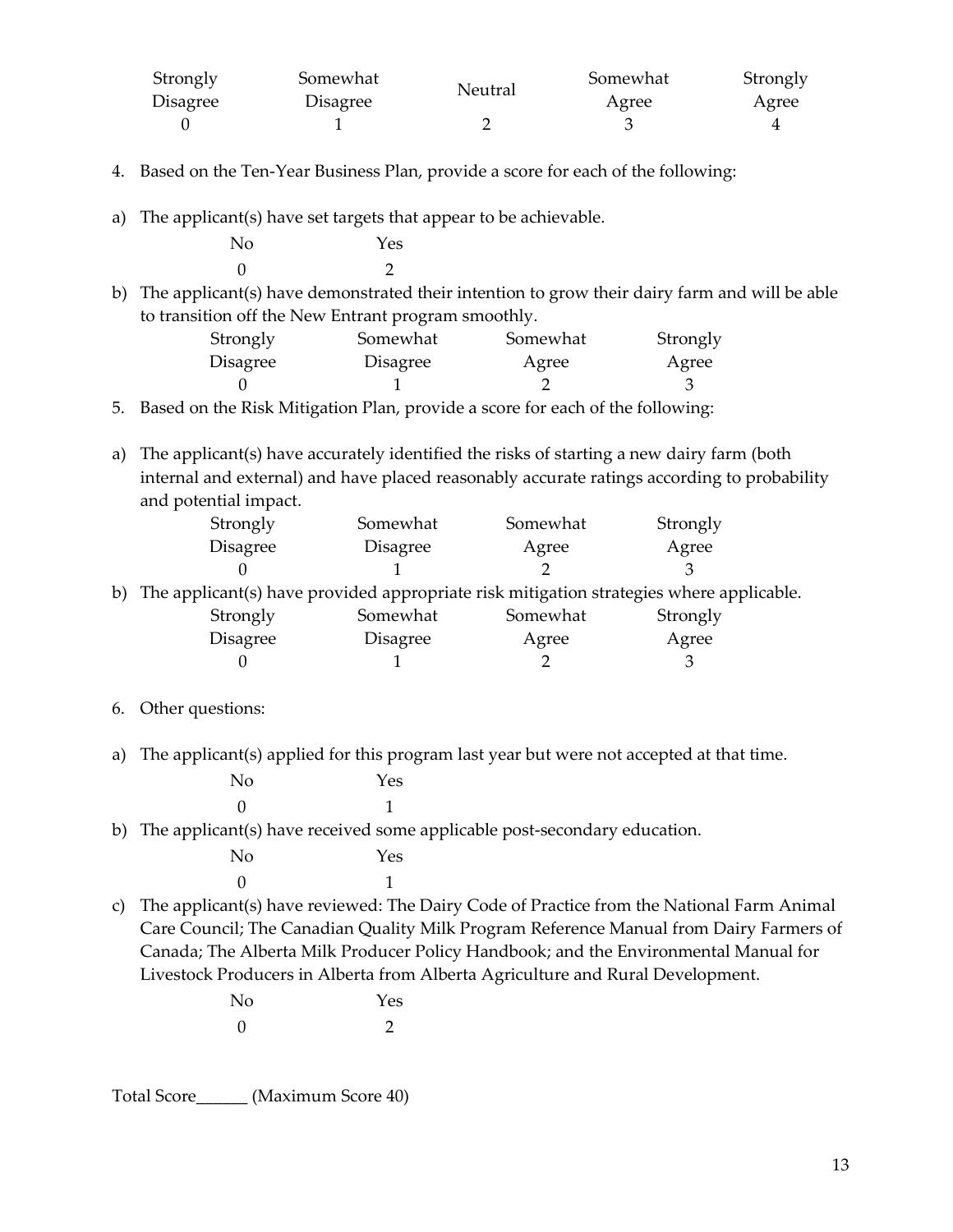| Strongly Disagree | Somewhat Disagree | Neutral | Somewhat Agree | Strongly Agree |
|---|---|---|---|---|
| 0 | 1 | 2 | 3 | 4 |

4. Based on the Ten-Year Business Plan, provide a score for each of the following:

a) The applicant(s) have set targets that appear to be achievable.

| No | Yes |
|---|---|
| 0 | 2 |

b) The applicant(s) have demonstrated their intention to grow their dairy farm and will be able to transition off the New Entrant program smoothly.

| Strongly Disagree | Somewhat Disagree | Somewhat Agree | Strongly Agree |
|---|---|---|---|
| 0 | 1 | 2 | 3 |

5. Based on the Risk Mitigation Plan, provide a score for each of the following:

a) The applicant(s) have accurately identified the risks of starting a new dairy farm (both internal and external) and have placed reasonably accurate ratings according to probability and potential impact.

| Strongly Disagree | Somewhat Disagree | Somewhat Agree | Strongly Agree |
|---|---|---|---|
| 0 | 1 | 2 | 3 |

b) The applicant(s) have provided appropriate risk mitigation strategies where applicable.

| Strongly Disagree | Somewhat Disagree | Somewhat Agree | Strongly Agree |
|---|---|---|---|
| 0 | 1 | 2 | 3 |

6. Other questions:

a) The applicant(s) applied for this program last year but were not accepted at that time.

| No | Yes |
|---|---|
| 0 | 1 |

b) The applicant(s) have received some applicable post-secondary education.

| No | Yes |
|---|---|
| 0 | 1 |

c) The applicant(s) have reviewed: The Dairy Code of Practice from the National Farm Animal Care Council; The Canadian Quality Milk Program Reference Manual from Dairy Farmers of Canada; The Alberta Milk Producer Policy Handbook; and the Environmental Manual for Livestock Producers in Alberta from Alberta Agriculture and Rural Development.

| No | Yes |
|---|---|
| 0 | 2 |

Total Score______ (Maximum Score 40)